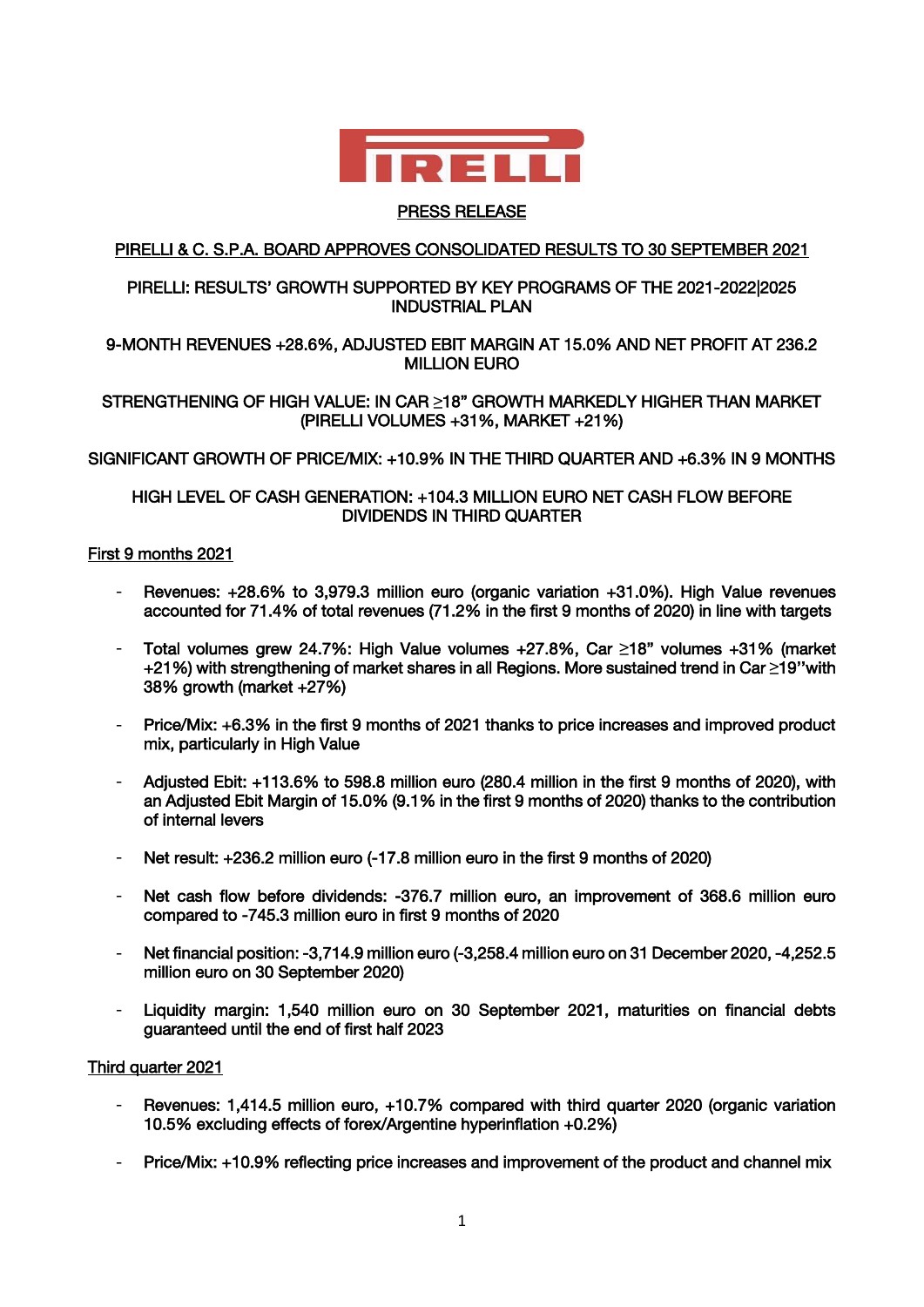PIRELLI

PRESS RELEASE

PIRELLI & C. S.P.A. BOARD APPROVES CONSOLIDATED RESULTS TO 30 SEPTEMBER 2021

PIRELLI: RESULTS' GROWTH SUPPORTED BY KEY PROGRAMS OF THE 2021-2022|2025 INDUSTRIAL PLAN

9-MONTH REVENUES +28.6%, ADJUSTED EBIT MARGIN AT 15.0% AND NET PROFIT AT 236.2 MILLION EURO

STRENGTHENING OF HIGH VALUE: IN CAR ≥18" GROWTH MARKEDLY HIGHER THAN MARKET (PIRELLI VOLUMES +31%, MARKET +21%)

SIGNIFICANT GROWTH OF PRICE/MIX: +10.9% IN THE THIRD QUARTER AND +6.3% IN 9 MONTHS

HIGH LEVEL OF CASH GENERATION: +104.3 MILLION EURO NET CASH FLOW BEFORE DIVIDENDS IN THIRD QUARTER

First 9 months 2021

- Revenues: +28.6% to 3,979.3 million euro (organic variation +31.0%). High Value revenues accounted for 71.4% of total revenues (71.2% in the first 9 months of 2020) in line with targets
- Total volumes grew 24.7%: High Value volumes +27.8%, Car ≥18" volumes +31% (market +21%) with strengthening of market shares in all Regions. More sustained trend in Car ≥19''with 38% growth (market +27%)
- Price/Mix: +6.3% in the first 9 months of 2021 thanks to price increases and improved product mix, particularly in High Value
- Adjusted Ebit: +113.6% to 598.8 million euro (280.4 million in the first 9 months of 2020), with an Adjusted Ebit Margin of 15.0% (9.1% in the first 9 months of 2020) thanks to the contribution of internal levers
- Net result: +236.2 million euro (-17.8 million euro in the first 9 months of 2020)
- Net cash flow before dividends: -376.7 million euro, an improvement of 368.6 million euro compared to -745.3 million euro in first 9 months of 2020
- Net financial position: -3,714.9 million euro (-3,258.4 million euro on 31 December 2020, -4,252.5 million euro on 30 September 2020)
- Liquidity margin: 1,540 million euro on 30 September 2021, maturities on financial debts guaranteed until the end of first half 2023

Third quarter 2021

- Revenues: 1,414.5 million euro, +10.7% compared with third quarter 2020 (organic variation 10.5% excluding effects of forex/Argentine hyperinflation +0.2%)
- Price/Mix: +10.9% reflecting price increases and improvement of the product and channel mix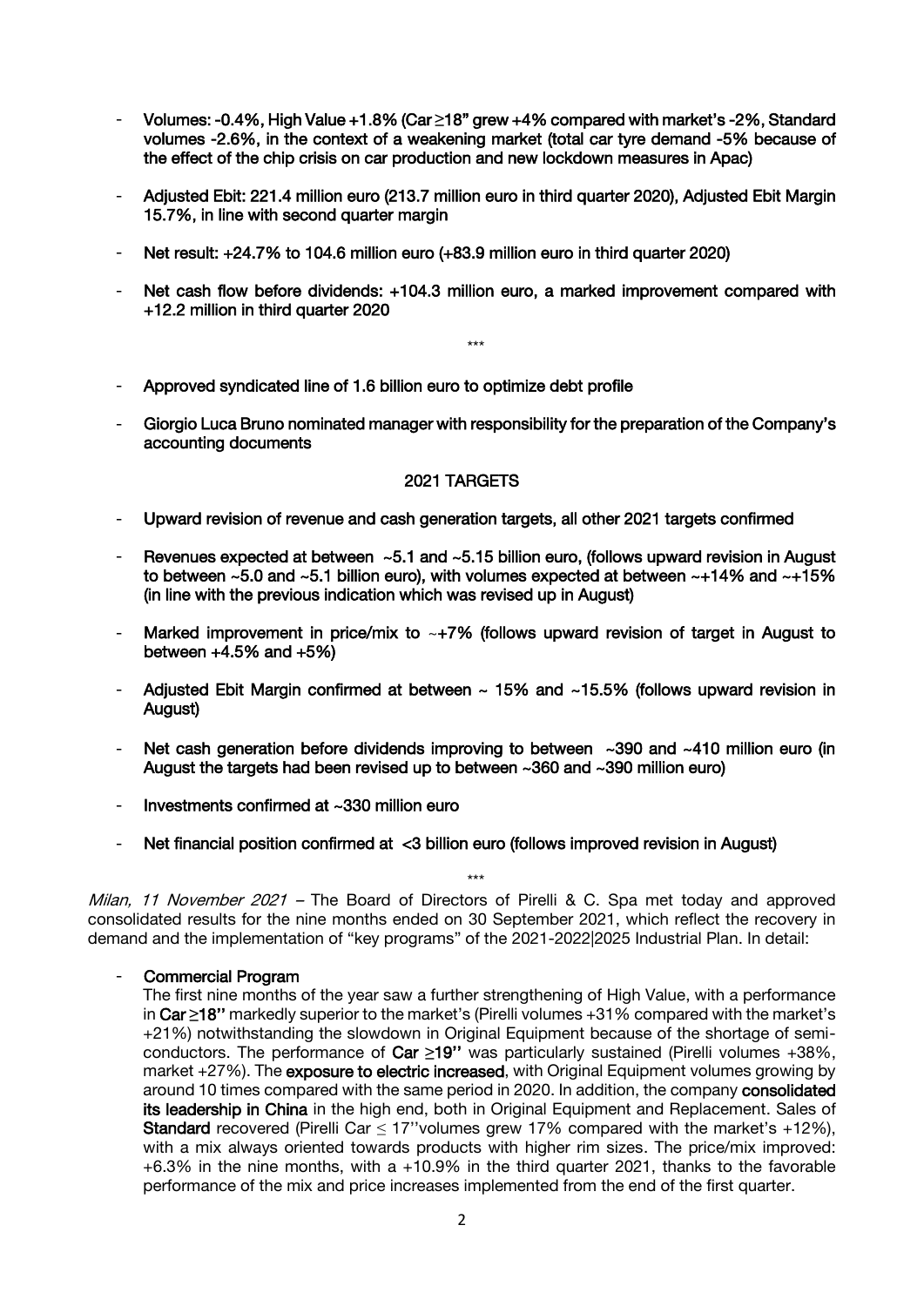- **Volumes: -0.4%, High Value +1.8% (Car ≥18" grew +4% compared with market's -2%, Standard volumes -2.6%, in the context of a weakening market (total car tyre demand -5% because of the effect of the chip crisis on car production and new lockdown measures in Apac)**

- **Adjusted Ebit: 221.4 million euro (213.7 million euro in third quarter 2020), Adjusted Ebit Margin 15.7%, in line with second quarter margin**

- **Net result: +24.7% to 104.6 million euro (+83.9 million euro in third quarter 2020)**

- **Net cash flow before dividends: +104.3 million euro, a marked improvement compared with +12.2 million in third quarter 2020**

\*\*\*

- **Approved syndicated line of 1.6 billion euro to optimize debt profile**

- **Giorgio Luca Bruno nominated manager with responsibility for the preparation of the Company's accounting documents**

## 2021 TARGETS

- **Upward revision of revenue and cash generation targets, all other 2021 targets confirmed**

- **Revenues expected at between ~5.1 and ~5.15 billion euro, (follows upward revision in August to between ~5.0 and ~5.1 billion euro), with volumes expected at between ~+14% and ~+15% (in line with the previous indication which was revised up in August)**

- **Marked improvement in price/mix to ~+7% (follows upward revision of target in August to between +4.5% and +5%)**

- **Adjusted Ebit Margin confirmed at between ~ 15% and ~15.5% (follows upward revision in August)**

- **Net cash generation before dividends improving to between ~390 and ~410 million euro (in August the targets had been revised up to between ~360 and ~390 million euro)**

- **Investments confirmed at ~330 million euro**

- **Net financial position confirmed at <3 billion euro (follows improved revision in August)**

\*\*\*

*Milan, 11 November 2021* – The Board of Directors of Pirelli & C. Spa met today and approved consolidated results for the nine months ended on 30 September 2021, which reflect the recovery in demand and the implementation of "key programs" of the 2021-2022|2025 Industrial Plan. In detail:

- **Commercial Program**
  The first nine months of the year saw a further strengthening of High Value, with a performance in **Car ≥18"** markedly superior to the market's (Pirelli volumes +31% compared with the market's +21%) notwithstanding the slowdown in Original Equipment because of the shortage of semi-conductors. The performance of **Car ≥19"** was particularly sustained (Pirelli volumes +38%, market +27%). The **exposure to electric increased**, with Original Equipment volumes growing by around 10 times compared with the same period in 2020. In addition, the company **consolidated its leadership in China** in the high end, both in Original Equipment and Replacement. Sales of **Standard** recovered (Pirelli Car ≤ 17''volumes grew 17% compared with the market's +12%), with a mix always oriented towards products with higher rim sizes. The price/mix improved: +6.3% in the nine months, with a +10.9% in the third quarter 2021, thanks to the favorable performance of the mix and price increases implemented from the end of the first quarter.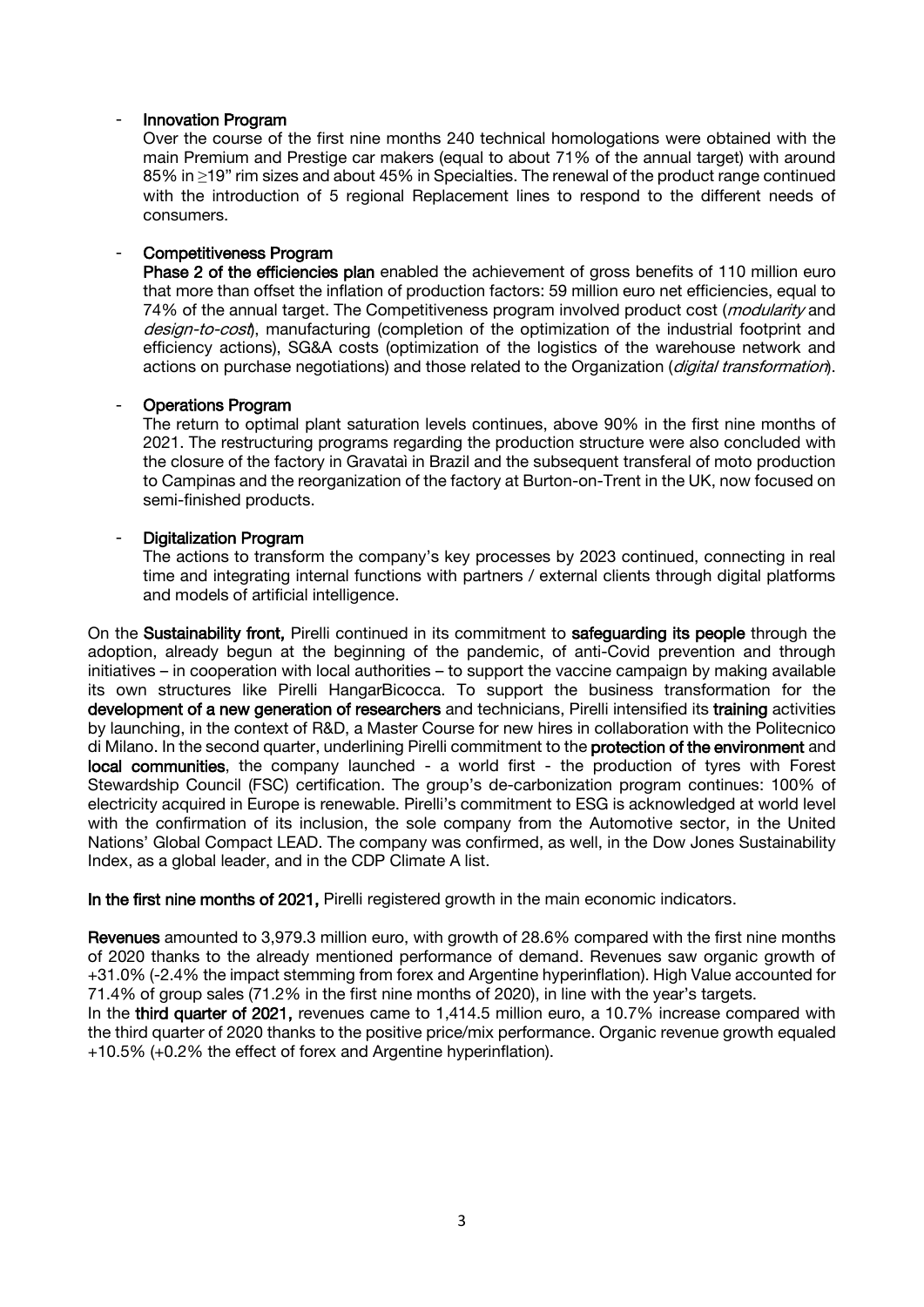- **Innovation Program**

  Over the course of the first nine months 240 technical homologations were obtained with the main Premium and Prestige car makers (equal to about 71% of the annual target) with around 85% in ≥19" rim sizes and about 45% in Specialties. The renewal of the product range continued with the introduction of 5 regional Replacement lines to respond to the different needs of consumers.

- **Competitiveness Program**

  **Phase 2 of the efficiencies plan** enabled the achievement of gross benefits of 110 million euro that more than offset the inflation of production factors: 59 million euro net efficiencies, equal to 74% of the annual target. The Competitiveness program involved product cost (*modularity* and *design-to-cost*), manufacturing (completion of the optimization of the industrial footprint and efficiency actions), SG&A costs (optimization of the logistics of the warehouse network and actions on purchase negotiations) and those related to the Organization (*digital transformation*).

- **Operations Program**

  The return to optimal plant saturation levels continues, above 90% in the first nine months of 2021. The restructuring programs regarding the production structure were also concluded with the closure of the factory in Gravataì in Brazil and the subsequent transferal of moto production to Campinas and the reorganization of the factory at Burton-on-Trent in the UK, now focused on semi-finished products.

- **Digitalization Program**

  The actions to transform the company's key processes by 2023 continued, connecting in real time and integrating internal functions with partners / external clients through digital platforms and models of artificial intelligence.

On the **Sustainability front,** Pirelli continued in its commitment to **safeguarding its people** through the adoption, already begun at the beginning of the pandemic, of anti-Covid prevention and through initiatives – in cooperation with local authorities – to support the vaccine campaign by making available its own structures like Pirelli HangarBicocca. To support the business transformation for the **development of a new generation of researchers** and technicians, Pirelli intensified its **training** activities by launching, in the context of R&D, a Master Course for new hires in collaboration with the Politecnico di Milano. In the second quarter, underlining Pirelli commitment to the **protection of the environment** and **local communities**, the company launched - a world first - the production of tyres with Forest Stewardship Council (FSC) certification. The group's de-carbonization program continues: 100% of electricity acquired in Europe is renewable. Pirelli's commitment to ESG is acknowledged at world level with the confirmation of its inclusion, the sole company from the Automotive sector, in the United Nations' Global Compact LEAD. The company was confirmed, as well, in the Dow Jones Sustainability Index, as a global leader, and in the CDP Climate A list.

**In the first nine months of 2021,** Pirelli registered growth in the main economic indicators.

**Revenues** amounted to 3,979.3 million euro, with growth of 28.6% compared with the first nine months of 2020 thanks to the already mentioned performance of demand. Revenues saw organic growth of +31.0% (-2.4% the impact stemming from forex and Argentine hyperinflation). High Value accounted for 71.4% of group sales (71.2% in the first nine months of 2020), in line with the year's targets.
In the **third quarter of 2021,** revenues came to 1,414.5 million euro, a 10.7% increase compared with the third quarter of 2020 thanks to the positive price/mix performance. Organic revenue growth equaled +10.5% (+0.2% the effect of forex and Argentine hyperinflation).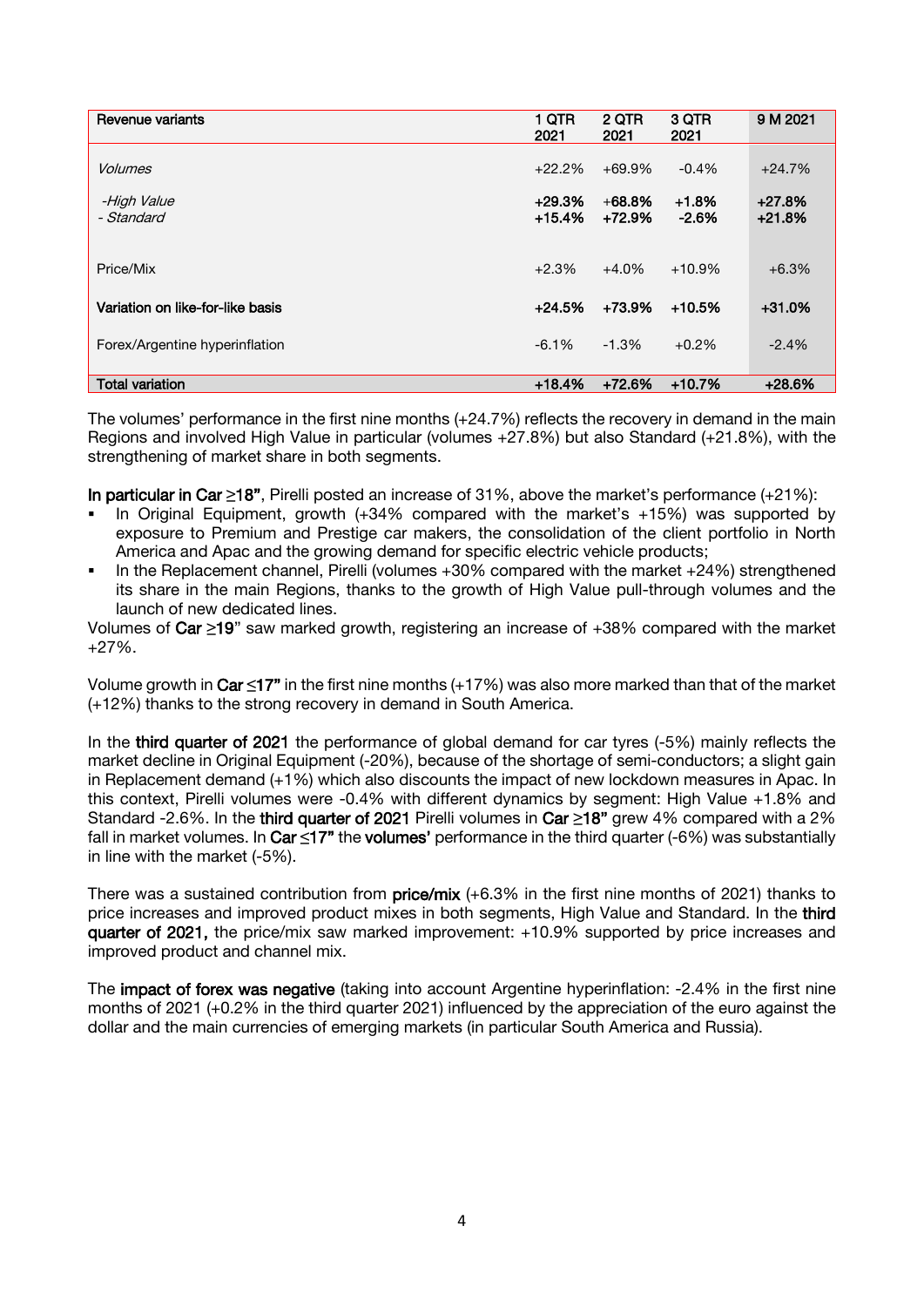| Revenue variants | 1 QTR 2021 | 2 QTR 2021 | 3 QTR 2021 | 9 M 2021 |
|---|---|---|---|---|
| *Volumes* | +22.2% | +69.9% | -0.4% | +24.7% |
| *-High Value* | **+29.3%** | **+68.8%** | **+1.8%** | **+27.8%** |
| *- Standard* | **+15.4%** | **+72.9%** | **-2.6%** | **+21.8%** |
| Price/Mix | +2.3% | +4.0% | +10.9% | +6.3% |
| **Variation on like-for-like basis** | **+24.5%** | **+73.9%** | **+10.5%** | **+31.0%** |
| Forex/Argentine hyperinflation | -6.1% | -1.3% | +0.2% | -2.4% |
| **Total variation** | **+18.4%** | **+72.6%** | **+10.7%** | **+28.6%** |

The volumes' performance in the first nine months (+24.7%) reflects the recovery in demand in the main Regions and involved High Value in particular (volumes +27.8%) but also Standard (+21.8%), with the strengthening of market share in both segments.

**In particular in Car ≥18"**, Pirelli posted an increase of 31%, above the market's performance (+21%):

- In Original Equipment, growth (+34% compared with the market's +15%) was supported by exposure to Premium and Prestige car makers, the consolidation of the client portfolio in North America and Apac and the growing demand for specific electric vehicle products;
- In the Replacement channel, Pirelli (volumes +30% compared with the market +24%) strengthened its share in the main Regions, thanks to the growth of High Value pull-through volumes and the launch of new dedicated lines.

Volumes of **Car ≥19**" saw marked growth, registering an increase of +38% compared with the market +27%.

Volume growth in **Car ≤17"** in the first nine months (+17%) was also more marked than that of the market (+12%) thanks to the strong recovery in demand in South America.

In the **third quarter of 2021** the performance of global demand for car tyres (-5%) mainly reflects the market decline in Original Equipment (-20%), because of the shortage of semi-conductors; a slight gain in Replacement demand (+1%) which also discounts the impact of new lockdown measures in Apac. In this context, Pirelli volumes were -0.4% with different dynamics by segment: High Value +1.8% and Standard -2.6%. In the **third quarter of 2021** Pirelli volumes in **Car ≥18"** grew 4% compared with a 2% fall in market volumes. In **Car ≤17"** the **volumes'** performance in the third quarter (-6%) was substantially in line with the market (-5%).

There was a sustained contribution from **price/mix** (+6.3% in the first nine months of 2021) thanks to price increases and improved product mixes in both segments, High Value and Standard. In the **third quarter of 2021,** the price/mix saw marked improvement: +10.9% supported by price increases and improved product and channel mix.

The **impact of forex was negative** (taking into account Argentine hyperinflation: -2.4% in the first nine months of 2021 (+0.2% in the third quarter 2021) influenced by the appreciation of the euro against the dollar and the main currencies of emerging markets (in particular South America and Russia).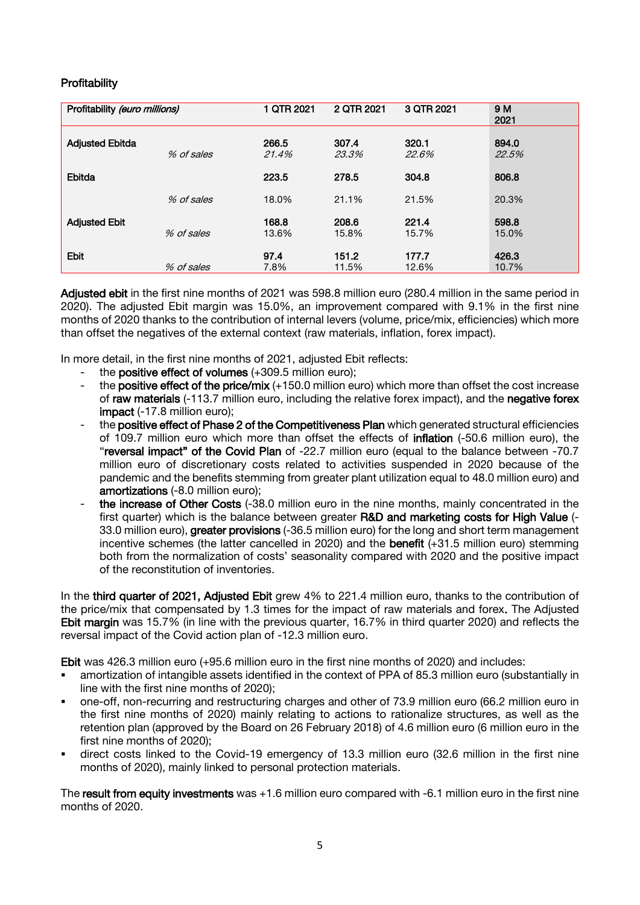## Profitability

| Profitability *(euro millions)* | | 1 QTR 2021 | 2 QTR 2021 | 3 QTR 2021 | 9 M 2021 |
|---|---|---|---|---|---|
| **Adjusted Ebitda** | | **266.5** | **307.4** | **320.1** | **894.0** |
| | *% of sales* | *21.4%* | *23.3%* | *22.6%* | *22.5%* |
| **Ebitda** | | **223.5** | **278.5** | **304.8** | **806.8** |
| | *% of sales* | 18.0% | 21.1% | 21.5% | 20.3% |
| **Adjusted Ebit** | | **168.8** | **208.6** | **221.4** | **598.8** |
| | *% of sales* | 13.6% | 15.8% | 15.7% | 15.0% |
| **Ebit** | | **97.4** | **151.2** | **177.7** | **426.3** |
| | *% of sales* | 7.8% | 11.5% | 12.6% | 10.7% |

**Adjusted ebit** in the first nine months of 2021 was 598.8 million euro (280.4 million in the same period in 2020). The adjusted Ebit margin was 15.0%, an improvement compared with 9.1% in the first nine months of 2020 thanks to the contribution of internal levers (volume, price/mix, efficiencies) which more than offset the negatives of the external context (raw materials, inflation, forex impact).

In more detail, in the first nine months of 2021, adjusted Ebit reflects:

- the **positive effect of volumes** (+309.5 million euro);
- the **positive effect of the price/mix** (+150.0 million euro) which more than offset the cost increase of **raw materials** (-113.7 million euro, including the relative forex impact), and the **negative forex impact** (-17.8 million euro);
- the **positive effect of Phase 2 of the Competitiveness Plan** which generated structural efficiencies of 109.7 million euro which more than offset the effects of **inflation** (-50.6 million euro), the "**reversal impact" of the Covid Plan** of -22.7 million euro (equal to the balance between -70.7 million euro of discretionary costs related to activities suspended in 2020 because of the pandemic and the benefits stemming from greater plant utilization equal to 48.0 million euro) and **amortizations** (-8.0 million euro);
- **the increase of Other Costs** (-38.0 million euro in the nine months, mainly concentrated in the first quarter) which is the balance between greater **R&D and marketing costs for High Value** (-33.0 million euro), **greater provisions** (-36.5 million euro) for the long and short term management incentive schemes (the latter cancelled in 2020) and the **benefit** (+31.5 million euro) stemming both from the normalization of costs' seasonality compared with 2020 and the positive impact of the reconstitution of inventories.

In the **third quarter of 2021, Adjusted Ebit** grew 4% to 221.4 million euro, thanks to the contribution of the price/mix that compensated by 1.3 times for the impact of raw materials and forex**.** The Adjusted **Ebit margin** was 15.7% (in line with the previous quarter, 16.7% in third quarter 2020) and reflects the reversal impact of the Covid action plan of -12.3 million euro.

**Ebit** was 426.3 million euro (+95.6 million euro in the first nine months of 2020) and includes:

- amortization of intangible assets identified in the context of PPA of 85.3 million euro (substantially in line with the first nine months of 2020);
- one-off, non-recurring and restructuring charges and other of 73.9 million euro (66.2 million euro in the first nine months of 2020) mainly relating to actions to rationalize structures, as well as the retention plan (approved by the Board on 26 February 2018) of 4.6 million euro (6 million euro in the first nine months of 2020);
- direct costs linked to the Covid-19 emergency of 13.3 million euro (32.6 million in the first nine months of 2020), mainly linked to personal protection materials.

The **result from equity investments** was +1.6 million euro compared with -6.1 million euro in the first nine months of 2020.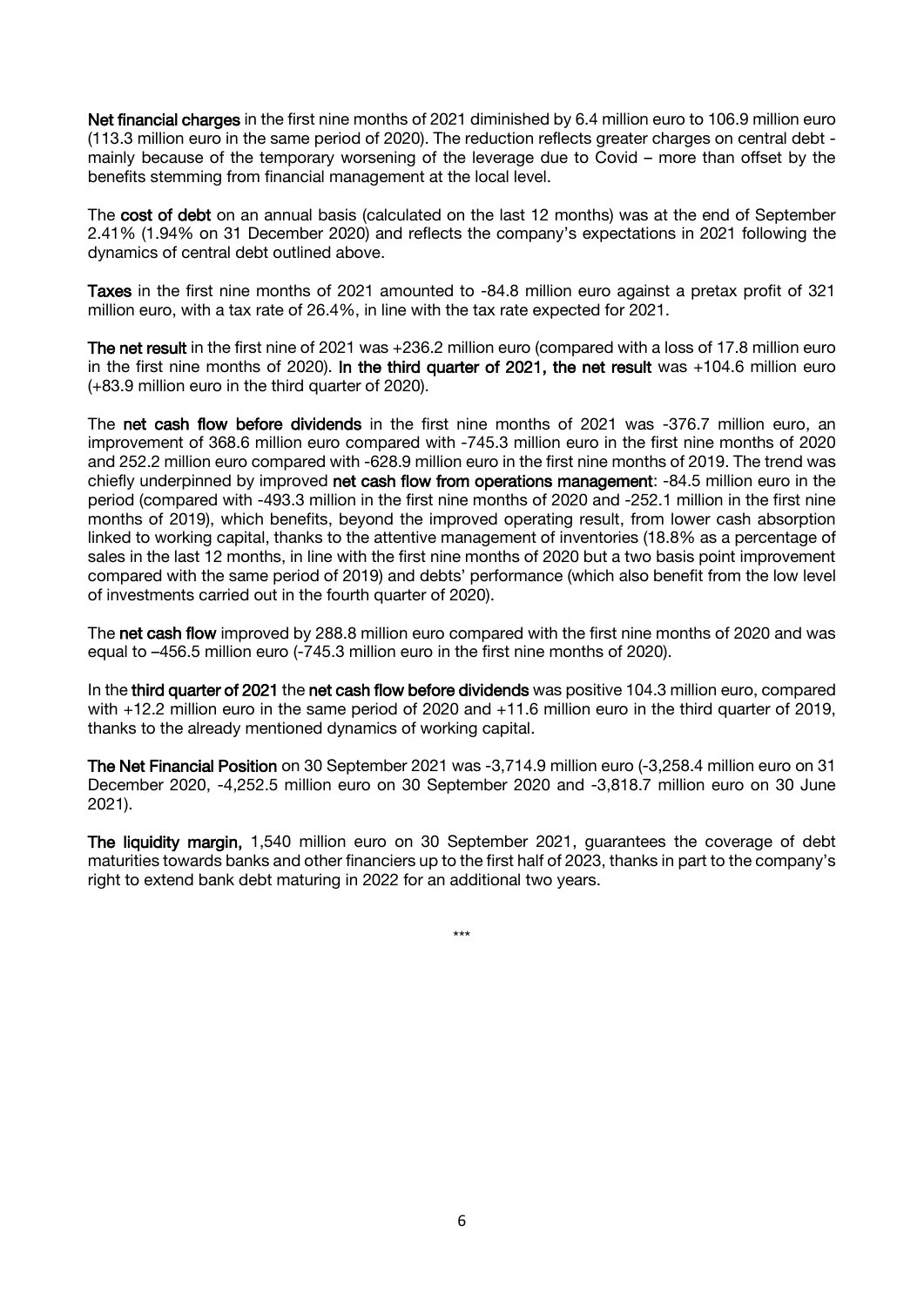**Net financial charges** in the first nine months of 2021 diminished by 6.4 million euro to 106.9 million euro (113.3 million euro in the same period of 2020). The reduction reflects greater charges on central debt - mainly because of the temporary worsening of the leverage due to Covid – more than offset by the benefits stemming from financial management at the local level.

The **cost of debt** on an annual basis (calculated on the last 12 months) was at the end of September 2.41% (1.94% on 31 December 2020) and reflects the company's expectations in 2021 following the dynamics of central debt outlined above.

**Taxes** in the first nine months of 2021 amounted to -84.8 million euro against a pretax profit of 321 million euro, with a tax rate of 26.4%, in line with the tax rate expected for 2021.

**The net result** in the first nine of 2021 was +236.2 million euro (compared with a loss of 17.8 million euro in the first nine months of 2020). **In the third quarter of 2021, the net result** was +104.6 million euro (+83.9 million euro in the third quarter of 2020).

The **net cash flow before dividends** in the first nine months of 2021 was -376.7 million euro, an improvement of 368.6 million euro compared with -745.3 million euro in the first nine months of 2020 and 252.2 million euro compared with -628.9 million euro in the first nine months of 2019. The trend was chiefly underpinned by improved **net cash flow from operations management**: -84.5 million euro in the period (compared with -493.3 million in the first nine months of 2020 and -252.1 million in the first nine months of 2019), which benefits, beyond the improved operating result, from lower cash absorption linked to working capital, thanks to the attentive management of inventories (18.8% as a percentage of sales in the last 12 months, in line with the first nine months of 2020 but a two basis point improvement compared with the same period of 2019) and debts' performance (which also benefit from the low level of investments carried out in the fourth quarter of 2020).

The **net cash flow** improved by 288.8 million euro compared with the first nine months of 2020 and was equal to –456.5 million euro (-745.3 million euro in the first nine months of 2020).

In the **third quarter of 2021** the **net cash flow before dividends** was positive 104.3 million euro, compared with +12.2 million euro in the same period of 2020 and +11.6 million euro in the third quarter of 2019, thanks to the already mentioned dynamics of working capital.

**The Net Financial Position** on 30 September 2021 was -3,714.9 million euro (-3,258.4 million euro on 31 December 2020, -4,252.5 million euro on 30 September 2020 and -3,818.7 million euro on 30 June 2021).

**The liquidity margin,** 1,540 million euro on 30 September 2021, guarantees the coverage of debt maturities towards banks and other financiers up to the first half of 2023, thanks in part to the company's right to extend bank debt maturing in 2022 for an additional two years.

\*\*\*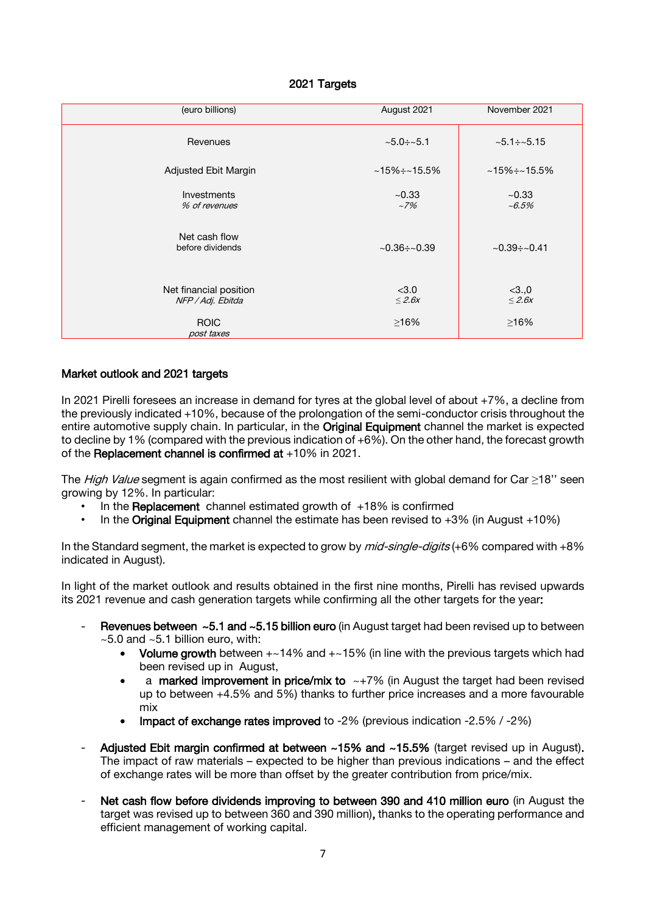## 2021 Targets

| (euro billions) | August 2021 | November 2021 |
|---|---|---|
| Revenues | ~5.0÷~5.1 | ~5.1÷~5.15 |
| Adjusted Ebit Margin | ~15%÷~15.5% | ~15%÷~15.5% |
| Investments<br>*% of revenues* | ~0.33<br>*~7%* | ~0.33<br>*~6.5%* |
| Net cash flow<br>before dividends | ~0.36÷~0.39 | ~0.39÷~0.41 |
| Net financial position<br>*NFP / Adj. Ebitda* | <3.0<br>*≤ 2.6x* | <3.,0<br>*≤ 2.6x* |
| ROIC<br>*post taxes* | ≥16% | ≥16% |

**Market outlook and 2021 targets**

In 2021 Pirelli foresees an increase in demand for tyres at the global level of about +7%, a decline from the previously indicated +10%, because of the prolongation of the semi-conductor crisis throughout the entire automotive supply chain. In particular, in the **Original Equipment** channel the market is expected to decline by 1% (compared with the previous indication of +6%). On the other hand, the forecast growth of the **Replacement channel is confirmed at** +10% in 2021.

The *High Value* segment is again confirmed as the most resilient with global demand for Car ≥18'' seen growing by 12%. In particular:

- In the **Replacement** channel estimated growth of +18% is confirmed
- In the **Original Equipment** channel the estimate has been revised to +3% (in August +10%)

In the Standard segment, the market is expected to grow by *mid-single-digits* (+6% compared with +8% indicated in August).

In light of the market outlook and results obtained in the first nine months, Pirelli has revised upwards its 2021 revenue and cash generation targets while confirming all the other targets for the year**:**

- **Revenues between ~5.1 and ~5.15 billion euro** (in August target had been revised up to between ~5.0 and ~5.1 billion euro, with:
  - **Volume growth** between +~14% and +~15% (in line with the previous targets which had been revised up in August,
  - a **marked improvement in price/mix to** ~+7% (in August the target had been revised up to between +4.5% and 5%) thanks to further price increases and a more favourable mix
  - **Impact of exchange rates improved** to -2% (previous indication -2.5% / -2%)
- **Adjusted Ebit margin confirmed at between ~15% and ~15.5%** (target revised up in August**).** The impact of raw materials – expected to be higher than previous indications – and the effect of exchange rates will be more than offset by the greater contribution from price/mix.
- **Net cash flow before dividends improving to between 390 and 410 million euro** (in August the target was revised up to between 360 and 390 million)**,** thanks to the operating performance and efficient management of working capital.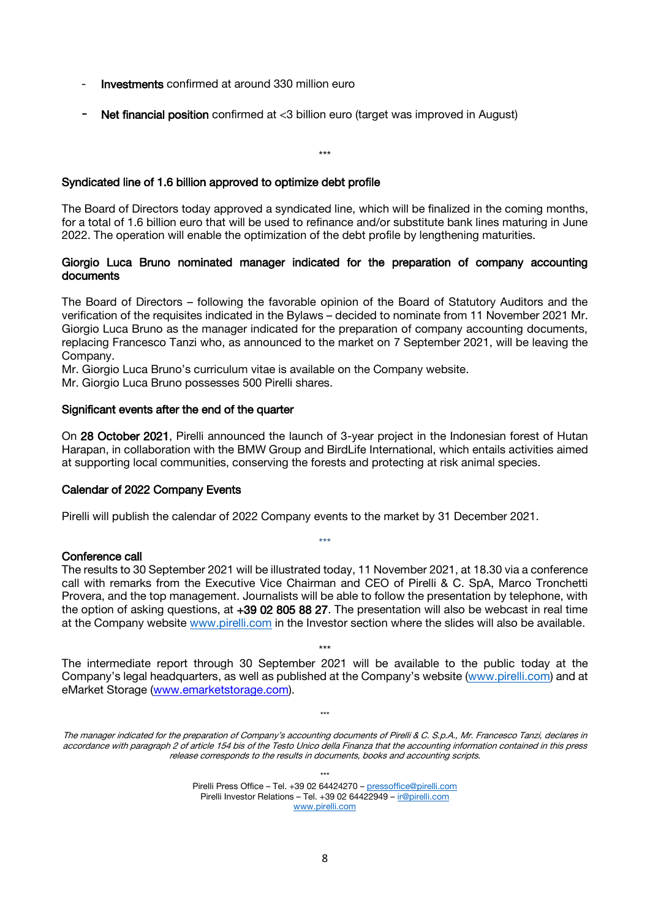- **Investments** confirmed at around 330 million euro

- **Net financial position** confirmed at <3 billion euro (target was improved in August)

\*\*\*

### Syndicated line of 1.6 billion approved to optimize debt profile

The Board of Directors today approved a syndicated line, which will be finalized in the coming months, for a total of 1.6 billion euro that will be used to refinance and/or substitute bank lines maturing in June 2022. The operation will enable the optimization of the debt profile by lengthening maturities.

### Giorgio Luca Bruno nominated manager indicated for the preparation of company accounting documents

The Board of Directors – following the favorable opinion of the Board of Statutory Auditors and the verification of the requisites indicated in the Bylaws – decided to nominate from 11 November 2021 Mr. Giorgio Luca Bruno as the manager indicated for the preparation of company accounting documents, replacing Francesco Tanzi who, as announced to the market on 7 September 2021, will be leaving the Company.
Mr. Giorgio Luca Bruno's curriculum vitae is available on the Company website.
Mr. Giorgio Luca Bruno possesses 500 Pirelli shares.

### Significant events after the end of the quarter

On **28 October 2021**, Pirelli announced the launch of 3-year project in the Indonesian forest of Hutan Harapan, in collaboration with the BMW Group and BirdLife International, which entails activities aimed at supporting local communities, conserving the forests and protecting at risk animal species.

### Calendar of 2022 Company Events

Pirelli will publish the calendar of 2022 Company events to the market by 31 December 2021.

\*\*\*

### Conference call

The results to 30 September 2021 will be illustrated today, 11 November 2021, at 18.30 via a conference call with remarks from the Executive Vice Chairman and CEO of Pirelli & C. SpA, Marco Tronchetti Provera, and the top management. Journalists will be able to follow the presentation by telephone, with the option of asking questions, at **+39 02 805 88 27**. The presentation will also be webcast in real time at the Company website www.pirelli.com in the Investor section where the slides will also be available.

\*\*\*

The intermediate report through 30 September 2021 will be available to the public today at the Company's legal headquarters, as well as published at the Company's website (www.pirelli.com) and at eMarket Storage (www.emarketstorage.com).

\*\*\*

*The manager indicated for the preparation of Company's accounting documents of Pirelli & C. S.p.A., Mr. Francesco Tanzi, declares in accordance with paragraph 2 of article 154 bis of the Testo Unico della Finanza that the accounting information contained in this press release corresponds to the results in documents, books and accounting scripts.*

\*\*\*

Pirelli Press Office – Tel. +39 02 64424270 – pressoffice@pirelli.com
Pirelli Investor Relations – Tel. +39 02 64422949 – ir@pirelli.com
www.pirelli.com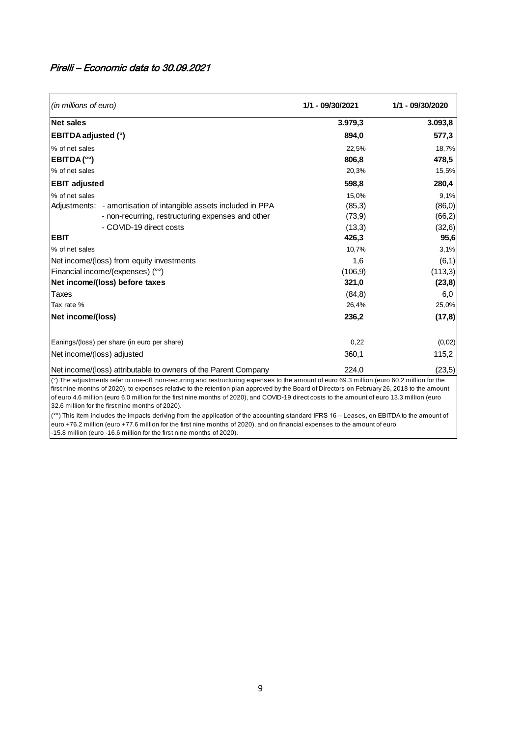## *Pirelli – Economic data to 30.09.2021*

| *(in millions of euro)* | 1/1 - 09/30/2021 | 1/1 - 09/30/2020 |
|---|---|---|
| **Net sales** | **3.979,3** | **3.093,8** |
| **EBITDA adjusted (°)** | **894,0** | **577,3** |
| % of net sales | 22,5% | 18,7% |
| **EBITDA (°°)** | **806,8** | **478,5** |
| % of net sales | 20,3% | 15,5% |
| **EBIT adjusted** | **598,8** | **280,4** |
| % of net sales | 15,0% | 9,1% |
| Adjustments: - amortisation of intangible assets included in PPA | (85,3) | (86,0) |
| - non-recurring, restructuring expenses and other | (73,9) | (66,2) |
| - COVID-19 direct costs | (13,3) | (32,6) |
| **EBIT** | **426,3** | **95,6** |
| % of net sales | 10,7% | 3,1% |
| Net income/(loss) from equity investments | 1,6 | (6,1) |
| Financial income/(expenses) (°°) | (106,9) | (113,3) |
| **Net income/(loss) before taxes** | **321,0** | **(23,8)** |
| Taxes | (84,8) | 6,0 |
| Tax rate % | 26,4% | 25,0% |
| **Net income/(loss)** | **236,2** | **(17,8)** |
| Eanings/(loss) per share (in euro per share) | 0,22 | (0,02) |
| Net income/(loss) adjusted | 360,1 | 115,2 |
| Net income/(loss) attributable to owners of the Parent Company | 224,0 | (23,5) |

(°) The adjustments refer to one-off, non-recurring and restructuring expenses to the amount of euro 69.3 million (euro 60.2 million for the first nine months of 2020), to expenses relative to the retention plan approved by the Board of Directors on February 26, 2018 to the amount of euro 4.6 million (euro 6.0 million for the first nine months of 2020), and COVID-19 direct costs to the amount of euro 13.3 million (euro 32.6 million for the first nine months of 2020).

(°°) This item includes the impacts deriving from the application of the accounting standard IFRS 16 – Leases, on EBITDA to the amount of euro +76.2 million (euro +77.6 million for the first nine months of 2020), and on financial expenses to the amount of euro -15.8 million (euro -16.6 million for the first nine months of 2020).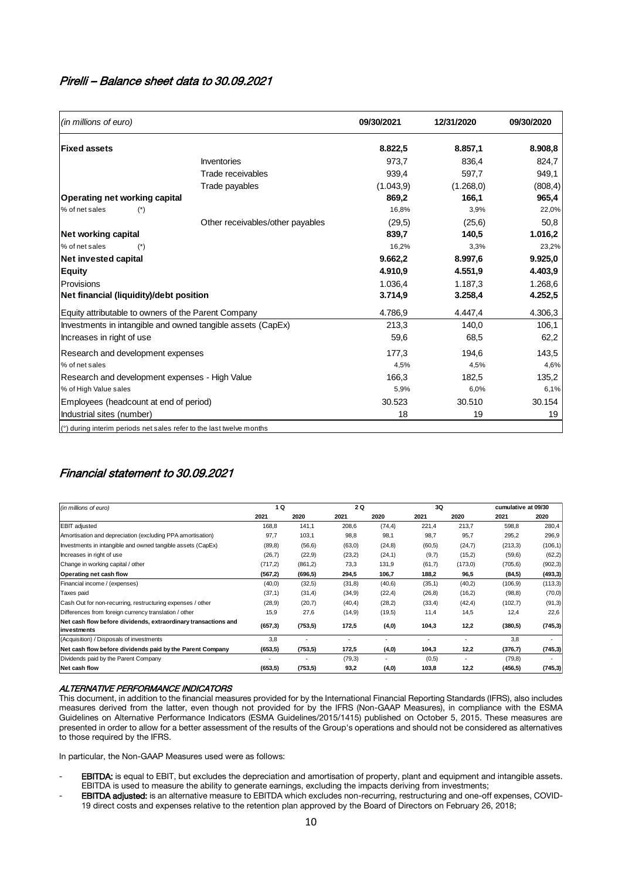## *Pirelli – Balance sheet data to 30.09.2021*

| *(in millions of euro)* | | 09/30/2021 | 12/31/2020 | 09/30/2020 |
|---|---|---|---|---|
| **Fixed assets** | | **8.822,5** | **8.857,1** | **8.908,8** |
| | Inventories | 973,7 | 836,4 | 824,7 |
| | Trade receivables | 939,4 | 597,7 | 949,1 |
| | Trade payables | (1.043,9) | (1.268,0) | (808,4) |
| **Operating net working capital** | | **869,2** | **166,1** | **965,4** |
| % of net sales (*) | | 16,8% | 3,9% | 22,0% |
| | Other receivables/other payables | (29,5) | (25,6) | 50,8 |
| **Net working capital** | | **839,7** | **140,5** | **1.016,2** |
| % of net sales (*) | | 16,2% | 3,3% | 23,2% |
| **Net invested capital** | | **9.662,2** | **8.997,6** | **9.925,0** |
| **Equity** | | **4.910,9** | **4.551,9** | **4.403,9** |
| Provisions | | 1.036,4 | 1.187,3 | 1.268,6 |
| **Net financial (liquidity)/debt position** | | **3.714,9** | **3.258,4** | **4.252,5** |
| Equity attributable to owners of the Parent Company | | 4.786,9 | 4.447,4 | 4.306,3 |
| Investments in intangible and owned tangible assets (CapEx) | | 213,3 | 140,0 | 106,1 |
| Increases in right of use | | 59,6 | 68,5 | 62,2 |
| Research and development expenses | | 177,3 | 194,6 | 143,5 |
| % of net sales | | 4,5% | 4,5% | 4,6% |
| Research and development expenses - High Value | | 166,3 | 182,5 | 135,2 |
| % of High Value sales | | 5,9% | 6,0% | 6,1% |
| Employees (headcount at end of period) | | 30.523 | 30.510 | 30.154 |
| Industrial sites (number) | | 18 | 19 | 19 |

(*) during interim periods net sales refer to the last twelve months

## *Financial statement to 30.09.2021*

| *(in millions of euro)* | 1 Q | | 2 Q | | 3Q | | cumulative at 09/30 | |
|---|---|---|---|---|---|---|---|---|
| | 2021 | 2020 | 2021 | 2020 | 2021 | 2020 | 2021 | 2020 |
| EBIT adjusted | 168,8 | 141,1 | 208,6 | (74,4) | 221,4 | 213,7 | 598,8 | 280,4 |
| Amortisation and depreciation (excluding PPA amortisation) | 97,7 | 103,1 | 98,8 | 98,1 | 98,7 | 95,7 | 295,2 | 296,9 |
| Investments in intangible and owned tangible assets (CapEx) | (89,8) | (56,6) | (63,0) | (24,8) | (60,5) | (24,7) | (213,3) | (106,1) |
| Increases in right of use | (26,7) | (22,9) | (23,2) | (24,1) | (9,7) | (15,2) | (59,6) | (62,2) |
| Change in working capital / other | (717,2) | (861,2) | 73,3 | 131,9 | (61,7) | (173,0) | (705,6) | (902,3) |
| **Operating net cash flow** | **(567,2)** | **(696,5)** | **294,5** | **106,7** | **188,2** | **96,5** | **(84,5)** | **(493,3)** |
| Financial income / (expenses) | (40,0) | (32,5) | (31,8) | (40,6) | (35,1) | (40,2) | (106,9) | (113,3) |
| Taxes paid | (37,1) | (31,4) | (34,9) | (22,4) | (26,8) | (16,2) | (98,8) | (70,0) |
| Cash Out for non-recurring, restructuring expenses / other | (28,9) | (20,7) | (40,4) | (28,2) | (33,4) | (42,4) | (102,7) | (91,3) |
| Differences from foreign currency translation / other | 15,9 | 27,6 | (14,9) | (19,5) | 11,4 | 14,5 | 12,4 | 22,6 |
| **Net cash flow before dividends, extraordinary transactions and investments** | **(657,3)** | **(753,5)** | **172,5** | **(4,0)** | **104,3** | **12,2** | **(380,5)** | **(745,3)** |
| (Acquisition) / Disposals of investments | 3,8 | - | - | - | - | - | 3,8 | - |
| **Net cash flow before dividends paid by the Parent Company** | **(653,5)** | **(753,5)** | **172,5** | **(4,0)** | **104,3** | **12,2** | **(376,7)** | **(745,3)** |
| Dividends paid by the Parent Company | - | - | (79,3) | - | (0,5) | - | (79,8) | - |
| **Net cash flow** | **(653,5)** | **(753,5)** | **93,2** | **(4,0)** | **103,8** | **12,2** | **(456,5)** | **(745,3)** |

### *ALTERNATIVE PERFORMANCE INDICATORS*

This document, in addition to the financial measures provided for by the International Financial Reporting Standards (IFRS), also includes measures derived from the latter, even though not provided for by the IFRS (Non-GAAP Measures), in compliance with the ESMA Guidelines on Alternative Performance Indicators (ESMA Guidelines/2015/1415) published on October 5, 2015. These measures are presented in order to allow for a better assessment of the results of the Group's operations and should not be considered as alternatives to those required by the IFRS.

In particular, the Non-GAAP Measures used were as follows:

- **EBITDA:** is equal to EBIT, but excludes the depreciation and amortisation of property, plant and equipment and intangible assets. EBITDA is used to measure the ability to generate earnings, excluding the impacts deriving from investments;
- **EBITDA adjusted:** is an alternative measure to EBITDA which excludes non-recurring, restructuring and one-off expenses, COVID-19 direct costs and expenses relative to the retention plan approved by the Board of Directors on February 26, 2018;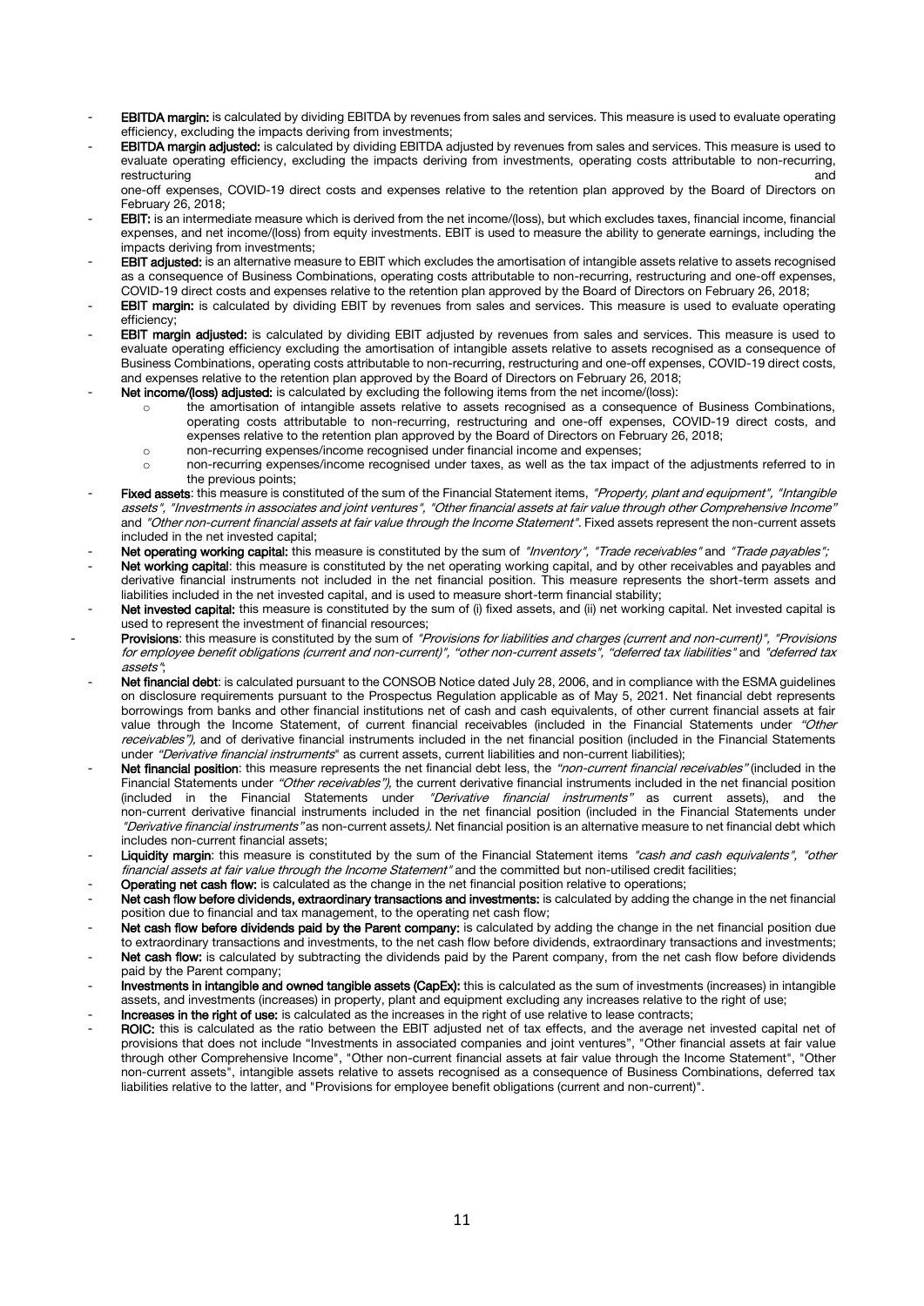- **EBITDA margin:** is calculated by dividing EBITDA by revenues from sales and services. This measure is used to evaluate operating efficiency, excluding the impacts deriving from investments;
- **EBITDA margin adjusted:** is calculated by dividing EBITDA adjusted by revenues from sales and services. This measure is used to evaluate operating efficiency, excluding the impacts deriving from investments, operating costs attributable to non-recurring, restructuring and one-off expenses, COVID-19 direct costs and expenses relative to the retention plan approved by the Board of Directors on February 26, 2018;
- **EBIT:** is an intermediate measure which is derived from the net income/(loss), but which excludes taxes, financial income, financial expenses, and net income/(loss) from equity investments. EBIT is used to measure the ability to generate earnings, including the impacts deriving from investments;
- **EBIT adjusted:** is an alternative measure to EBIT which excludes the amortisation of intangible assets relative to assets recognised as a consequence of Business Combinations, operating costs attributable to non-recurring, restructuring and one-off expenses, COVID-19 direct costs and expenses relative to the retention plan approved by the Board of Directors on February 26, 2018;
- **EBIT margin:** is calculated by dividing EBIT by revenues from sales and services. This measure is used to evaluate operating efficiency;
- **EBIT margin adjusted:** is calculated by dividing EBIT adjusted by revenues from sales and services. This measure is used to evaluate operating efficiency excluding the amortisation of intangible assets relative to assets recognised as a consequence of Business Combinations, operating costs attributable to non-recurring, restructuring and one-off expenses, COVID-19 direct costs, and expenses relative to the retention plan approved by the Board of Directors on February 26, 2018;
- **Net income/(loss) adjusted:** is calculated by excluding the following items from the net income/(loss):
  - the amortisation of intangible assets relative to assets recognised as a consequence of Business Combinations, operating costs attributable to non-recurring, restructuring and one-off expenses, COVID-19 direct costs, and expenses relative to the retention plan approved by the Board of Directors on February 26, 2018;
  - non-recurring expenses/income recognised under financial income and expenses;
  - non-recurring expenses/income recognised under taxes, as well as the tax impact of the adjustments referred to in the previous points;
- **Fixed assets**: this measure is constituted of the sum of the Financial Statement items, *"Property, plant and equipment", "Intangible assets", "Investments in associates and joint ventures", "Other financial assets at fair value through other Comprehensive Income"* and *"Other non-current financial assets at fair value through the Income Statement"*. Fixed assets represent the non-current assets included in the net invested capital;
- **Net operating working capital:** this measure is constituted by the sum of *"Inventory", "Trade receivables"* and *"Trade payables";*
- **Net working capital**: this measure is constituted by the net operating working capital, and by other receivables and payables and derivative financial instruments not included in the net financial position. This measure represents the short-term assets and liabilities included in the net invested capital, and is used to measure short-term financial stability;
- **Net invested capital:** this measure is constituted by the sum of (i) fixed assets, and (ii) net working capital. Net invested capital is used to represent the investment of financial resources;
- **Provisions**: this measure is constituted by the sum of *"Provisions for liabilities and charges (current and non-current)", "Provisions for employee benefit obligations (current and non-current)", "other non-current assets", "deferred tax liabilities"* and *"deferred tax assets"*;
- **Net financial debt**: is calculated pursuant to the CONSOB Notice dated July 28, 2006, and in compliance with the ESMA guidelines on disclosure requirements pursuant to the Prospectus Regulation applicable as of May 5, 2021. Net financial debt represents borrowings from banks and other financial institutions net of cash and cash equivalents, of other current financial assets at fair value through the Income Statement, of current financial receivables (included in the Financial Statements under *"Other receivables")*, and of derivative financial instruments included in the net financial position (included in the Financial Statements under *"Derivative financial instruments*" as current assets, current liabilities and non-current liabilities);
- **Net financial position**: this measure represents the net financial debt less, the *"non-current financial receivables"* (included in the Financial Statements under *"Other receivables")*, the current derivative financial instruments included in the net financial position (included in the Financial Statements under *"Derivative financial instruments"* as current assets), and the non-current derivative financial instruments included in the net financial position (included in the Financial Statements under *"Derivative financial instruments"* as non-current assets*)*. Net financial position is an alternative measure to net financial debt which includes non-current financial assets;
- **Liquidity margin**: this measure is constituted by the sum of the Financial Statement items *"cash and cash equivalents", "other financial assets at fair value through the Income Statement"* and the committed but non-utilised credit facilities;
- **Operating net cash flow:** is calculated as the change in the net financial position relative to operations;
- **Net cash flow before dividends, extraordinary transactions and investments:** is calculated by adding the change in the net financial position due to financial and tax management, to the operating net cash flow;
- **Net cash flow before dividends paid by the Parent company:** is calculated by adding the change in the net financial position due to extraordinary transactions and investments, to the net cash flow before dividends, extraordinary transactions and investments;
- **Net cash flow:** is calculated by subtracting the dividends paid by the Parent company, from the net cash flow before dividends paid by the Parent company;
- **Investments in intangible and owned tangible assets (CapEx):** this is calculated as the sum of investments (increases) in intangible assets, and investments (increases) in property, plant and equipment excluding any increases relative to the right of use;
- **Increases in the right of use:** is calculated as the increases in the right of use relative to lease contracts;
- **ROIC:** this is calculated as the ratio between the EBIT adjusted net of tax effects, and the average net invested capital net of provisions that does not include "Investments in associated companies and joint ventures", "Other financial assets at fair value through other Comprehensive Income", "Other non-current financial assets at fair value through the Income Statement", "Other non-current assets", intangible assets relative to assets recognised as a consequence of Business Combinations, deferred tax liabilities relative to the latter, and "Provisions for employee benefit obligations (current and non-current)".